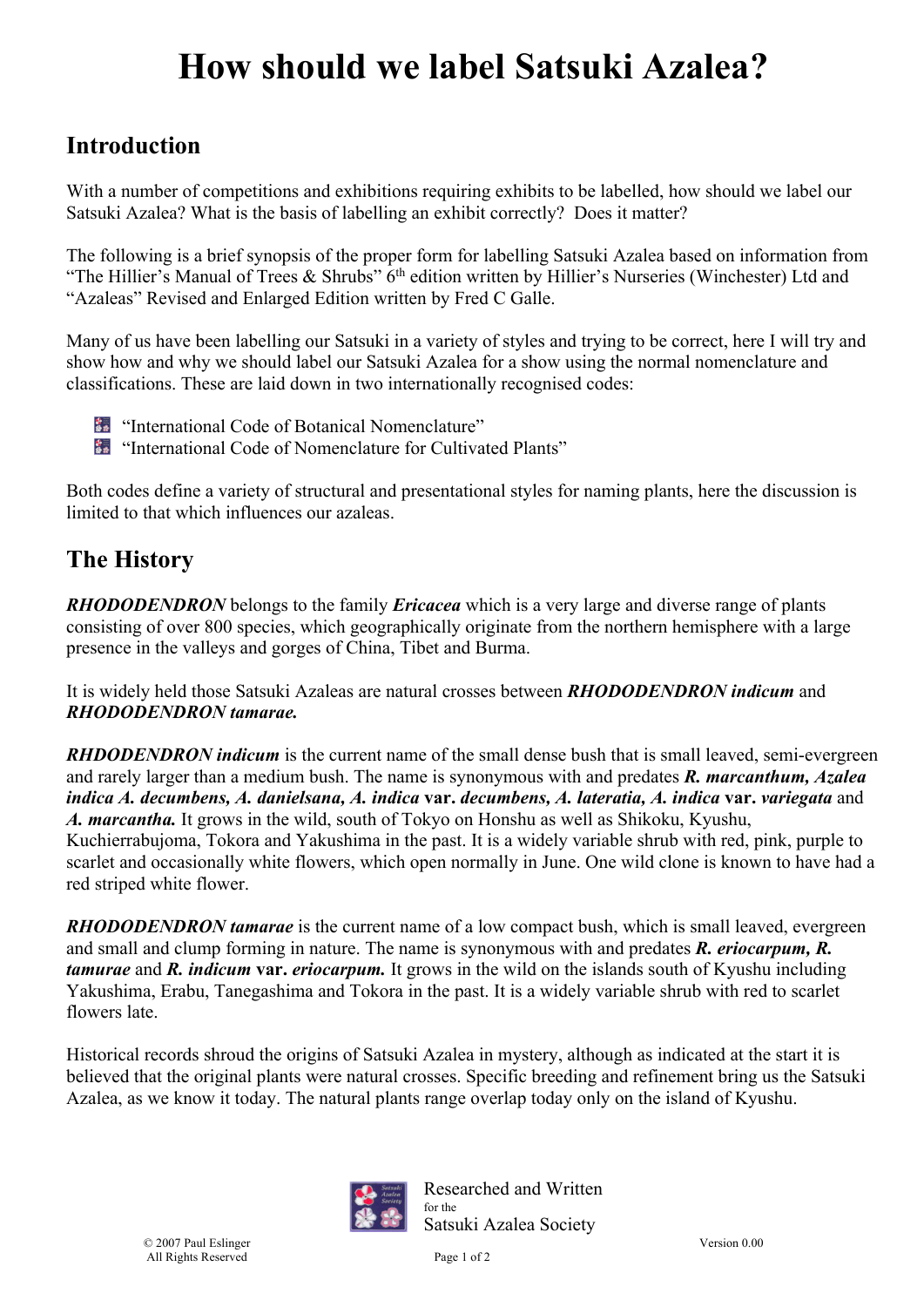# How should we label Satsuki Azalea?

## Introduction

With a number of competitions and exhibitions requiring exhibits to be labelled, how should we label our Satsuki Azalea? What is the basis of labelling an exhibit correctly? Does it matter?

The following is a brief synopsis of the proper form for labelling Satsuki Azalea based on information from "The Hillier's Manual of Trees & Shrubs" 6th edition written by Hillier's Nurseries (Winchester) Ltd and "Azaleas" Revised and Enlarged Edition written by Fred C Galle.

Many of us have been labelling our Satsuki in a variety of styles and trying to be correct, here I will try and show how and why we should label our Satsuki Azalea for a show using the normal nomenclature and classifications. These are laid down in two internationally recognised codes:

- "International Code of Botanical Nomenclature"
- "International Code of Nomenclature for Cultivated Plants"

Both codes define a variety of structural and presentational styles for naming plants, here the discussion is limited to that which influences our azaleas.

## The History

***RHODODENDRON*** belongs to the family ***Ericacea*** which is a very large and diverse range of plants consisting of over 800 species, which geographically originate from the northern hemisphere with a large presence in the valleys and gorges of China, Tibet and Burma.

It is widely held those Satsuki Azaleas are natural crosses between ***RHODODENDRON indicum*** and ***RHODODENDRON tamarae.***

***RHDODENDRON indicum*** is the current name of the small dense bush that is small leaved, semi-evergreen and rarely larger than a medium bush. The name is synonymous with and predates ***R. marcanthum, Azalea indica A. decumbens, A. danielsana, A. indica* var. *decumbens, A. lateratia, A. indica* var. *variegata*** and ***A. marcantha.*** It grows in the wild, south of Tokyo on Honshu as well as Shikoku, Kyushu, Kuchierrabujoma, Tokora and Yakushima in the past. It is a widely variable shrub with red, pink, purple to scarlet and occasionally white flowers, which open normally in June. One wild clone is known to have had a red striped white flower.

***RHODODENDRON tamarae*** is the current name of a low compact bush, which is small leaved, evergreen and small and clump forming in nature. The name is synonymous with and predates ***R. eriocarpum, R. tamurae*** and ***R. indicum* var. *eriocarpum.*** It grows in the wild on the islands south of Kyushu including Yakushima, Erabu, Tanegashima and Tokora in the past. It is a widely variable shrub with red to scarlet flowers late.

Historical records shroud the origins of Satsuki Azalea in mystery, although as indicated at the start it is believed that the original plants were natural crosses. Specific breeding and refinement bring us the Satsuki Azalea, as we know it today. The natural plants range overlap today only on the island of Kyushu.

Researched and Written for the Satsuki Azalea Society

© 2007 Paul Eslinger
All Rights Reserved

Version 0.00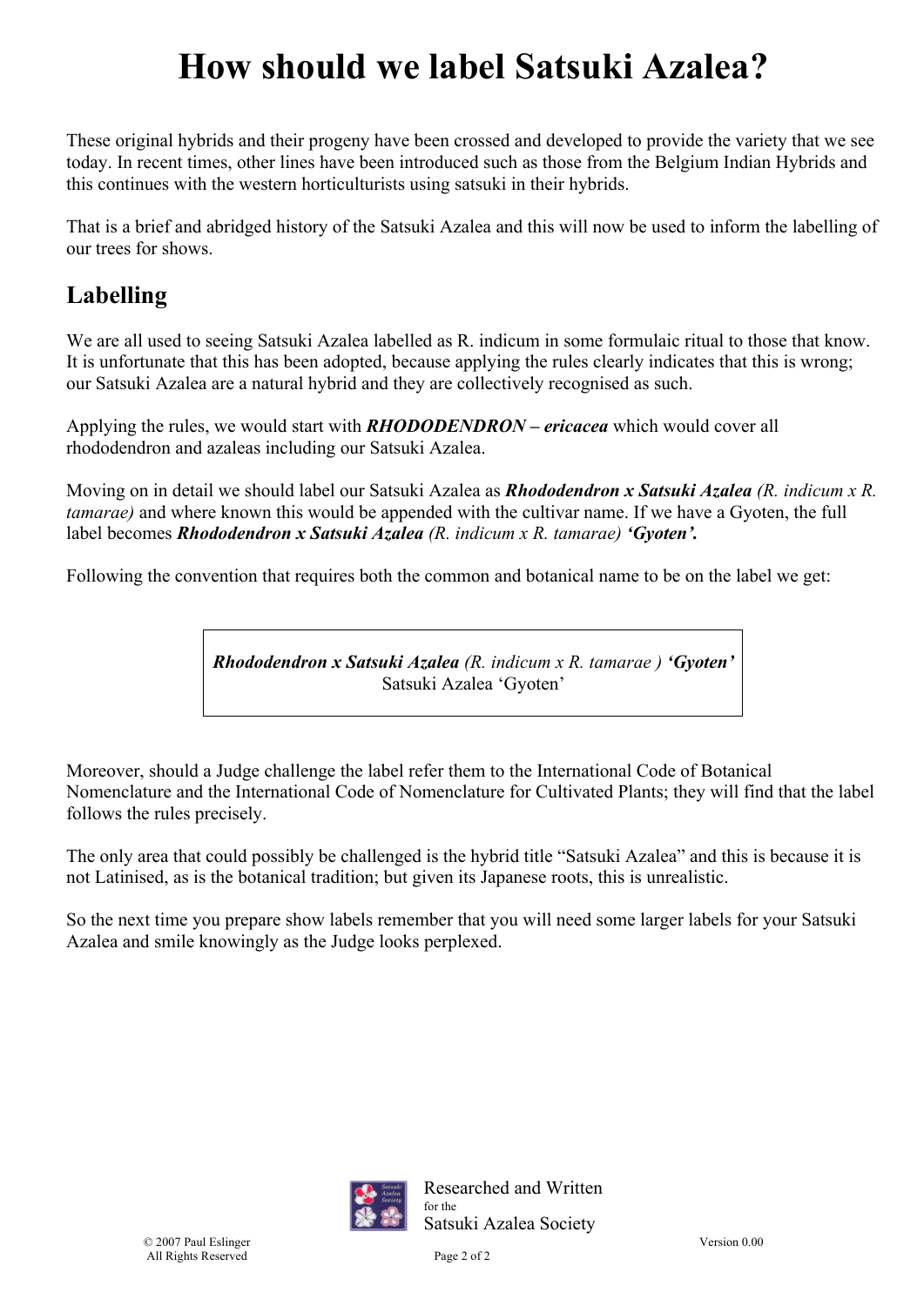# How should we label Satsuki Azalea?

These original hybrids and their progeny have been crossed and developed to provide the variety that we see today. In recent times, other lines have been introduced such as those from the Belgium Indian Hybrids and this continues with the western horticulturists using satsuki in their hybrids.

That is a brief and abridged history of the Satsuki Azalea and this will now be used to inform the labelling of our trees for shows.

## Labelling

We are all used to seeing Satsuki Azalea labelled as R. indicum in some formulaic ritual to those that know. It is unfortunate that this has been adopted, because applying the rules clearly indicates that this is wrong; our Satsuki Azalea are a natural hybrid and they are collectively recognised as such.

Applying the rules, we would start with ***RHODODENDRON – ericacea*** which would cover all rhododendron and azaleas including our Satsuki Azalea.

Moving on in detail we should label our Satsuki Azalea as ***Rhododendron x Satsuki Azalea*** *(R. indicum x R. tamarae)* and where known this would be appended with the cultivar name. If we have a Gyoten, the full label becomes ***Rhododendron x Satsuki Azalea*** *(R. indicum x R. tamarae)* ***'Gyoten'.***

Following the convention that requires both the common and botanical name to be on the label we get:

> ***Rhododendron x Satsuki Azalea*** *(R. indicum x R. tamarae )* ***'Gyoten'***
> Satsuki Azalea 'Gyoten'

Moreover, should a Judge challenge the label refer them to the International Code of Botanical Nomenclature and the International Code of Nomenclature for Cultivated Plants; they will find that the label follows the rules precisely.

The only area that could possibly be challenged is the hybrid title "Satsuki Azalea" and this is because it is not Latinised, as is the botanical tradition; but given its Japanese roots, this is unrealistic.

So the next time you prepare show labels remember that you will need some larger labels for your Satsuki Azalea and smile knowingly as the Judge looks perplexed.

Researched and Written for the Satsuki Azalea Society

© 2007 Paul Eslinger
All Rights Reserved

Version 0.00